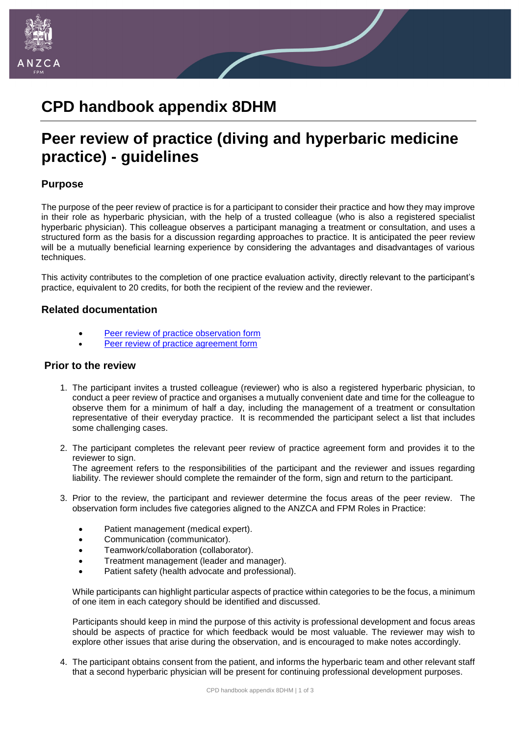# CPD handbook appendix 8DHM

# Peer review of practice (diving and hyperbaric medicine practice) - guidelines

## Purpose

The purpose of the peer review of practice is for a participant to consider their practice and how they may improve in their role as hyperbaric physician, with the help of a trusted colleague (who is also a registered specialist hyperbaric physician). This colleague observes a participant managing a treatment or consultation, and uses a structured form as the basis for a discussion regarding approaches to practice. It is anticipated the peer review will be a mutually beneficial learning experience by considering the advantages and disadvantages of various techniques.

This activity contributes to the completion of one practice evaluation activity, directly relevant to the participant's practice, equivalent to 20 credits, for both the recipient of the review and the reviewer.

## Related documentation

- Peer review of practice observation form
- Peer review of practice agreement form

## Prior to the review

1. The participant invites a trusted colleague (reviewer) who is also a registered hyperbaric physician, to conduct a peer review of practice and organises a mutually convenient date and time for the colleague to observe them for a minimum of half a day, including the management of a treatment or consultation representative of their everyday practice. It is recommended the participant select a list that includes some challenging cases.

2. The participant completes the relevant peer review of practice agreement form and provides it to the reviewer to sign.
   The agreement refers to the responsibilities of the participant and the reviewer and issues regarding liability. The reviewer should complete the remainder of the form, sign and return to the participant.

3. Prior to the review, the participant and reviewer determine the focus areas of the peer review. The observation form includes five categories aligned to the ANZCA and FPM Roles in Practice:

   - Patient management (medical expert).
   - Communication (communicator).
   - Teamwork/collaboration (collaborator).
   - Treatment management (leader and manager).
   - Patient safety (health advocate and professional).

   While participants can highlight particular aspects of practice within categories to be the focus, a minimum of one item in each category should be identified and discussed.

   Participants should keep in mind the purpose of this activity is professional development and focus areas should be aspects of practice for which feedback would be most valuable. The reviewer may wish to explore other issues that arise during the observation, and is encouraged to make notes accordingly.

4. The participant obtains consent from the patient, and informs the hyperbaric team and other relevant staff that a second hyperbaric physician will be present for continuing professional development purposes.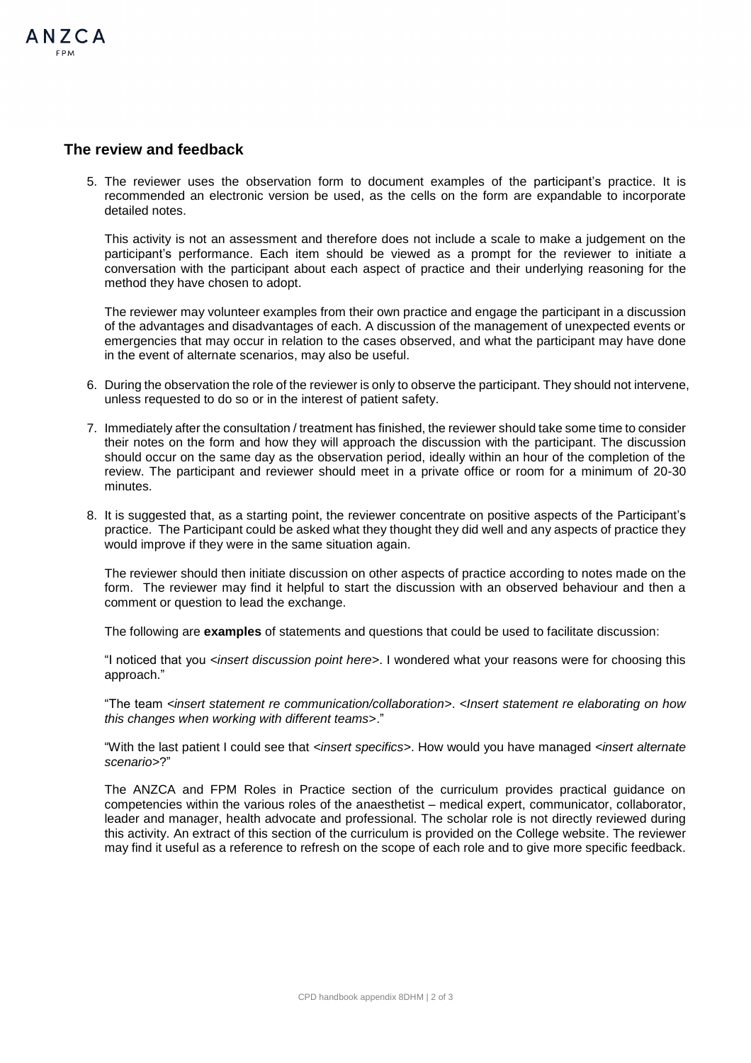## The review and feedback

5. The reviewer uses the observation form to document examples of the participant's practice. It is recommended an electronic version be used, as the cells on the form are expandable to incorporate detailed notes.

   This activity is not an assessment and therefore does not include a scale to make a judgement on the participant's performance. Each item should be viewed as a prompt for the reviewer to initiate a conversation with the participant about each aspect of practice and their underlying reasoning for the method they have chosen to adopt.

   The reviewer may volunteer examples from their own practice and engage the participant in a discussion of the advantages and disadvantages of each. A discussion of the management of unexpected events or emergencies that may occur in relation to the cases observed, and what the participant may have done in the event of alternate scenarios, may also be useful.

6. During the observation the role of the reviewer is only to observe the participant. They should not intervene, unless requested to do so or in the interest of patient safety.

7. Immediately after the consultation / treatment has finished, the reviewer should take some time to consider their notes on the form and how they will approach the discussion with the participant. The discussion should occur on the same day as the observation period, ideally within an hour of the completion of the review. The participant and reviewer should meet in a private office or room for a minimum of 20-30 minutes.

8. It is suggested that, as a starting point, the reviewer concentrate on positive aspects of the Participant's practice. The Participant could be asked what they thought they did well and any aspects of practice they would improve if they were in the same situation again.

   The reviewer should then initiate discussion on other aspects of practice according to notes made on the form. The reviewer may find it helpful to start the discussion with an observed behaviour and then a comment or question to lead the exchange.

   The following are **examples** of statements and questions that could be used to facilitate discussion:

   "I noticed that you *<insert discussion point here>*. I wondered what your reasons were for choosing this approach."

   "The team *<insert statement re communication/collaboration>*. *<Insert statement re elaborating on how this changes when working with different teams>*."

   "With the last patient I could see that *<insert specifics>*. How would you have managed *<insert alternate scenario>*?"

   The ANZCA and FPM Roles in Practice section of the curriculum provides practical guidance on competencies within the various roles of the anaesthetist – medical expert, communicator, collaborator, leader and manager, health advocate and professional. The scholar role is not directly reviewed during this activity. An extract of this section of the curriculum is provided on the College website. The reviewer may find it useful as a reference to refresh on the scope of each role and to give more specific feedback.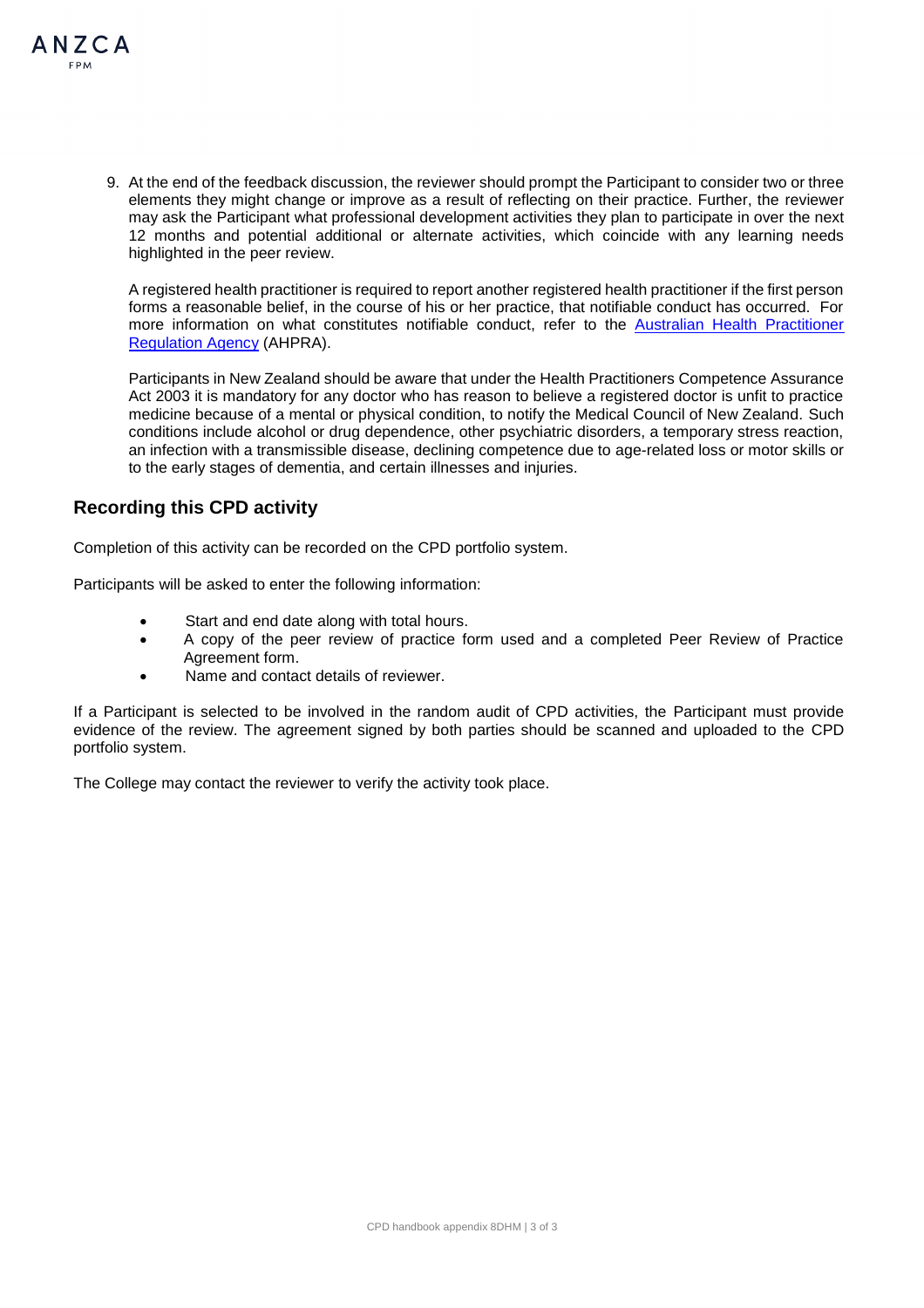9. At the end of the feedback discussion, the reviewer should prompt the Participant to consider two or three elements they might change or improve as a result of reflecting on their practice. Further, the reviewer may ask the Participant what professional development activities they plan to participate in over the next 12 months and potential additional or alternate activities, which coincide with any learning needs highlighted in the peer review.

   A registered health practitioner is required to report another registered health practitioner if the first person forms a reasonable belief, in the course of his or her practice, that notifiable conduct has occurred. For more information on what constitutes notifiable conduct, refer to the [Australian Health Practitioner Regulation Agency](#) (AHPRA).

   Participants in New Zealand should be aware that under the Health Practitioners Competence Assurance Act 2003 it is mandatory for any doctor who has reason to believe a registered doctor is unfit to practice medicine because of a mental or physical condition, to notify the Medical Council of New Zealand. Such conditions include alcohol or drug dependence, other psychiatric disorders, a temporary stress reaction, an infection with a transmissible disease, declining competence due to age-related loss or motor skills or to the early stages of dementia, and certain illnesses and injuries.

## Recording this CPD activity

Completion of this activity can be recorded on the CPD portfolio system.

Participants will be asked to enter the following information:

- Start and end date along with total hours.
- A copy of the peer review of practice form used and a completed Peer Review of Practice Agreement form.
- Name and contact details of reviewer.

If a Participant is selected to be involved in the random audit of CPD activities, the Participant must provide evidence of the review. The agreement signed by both parties should be scanned and uploaded to the CPD portfolio system.

The College may contact the reviewer to verify the activity took place.